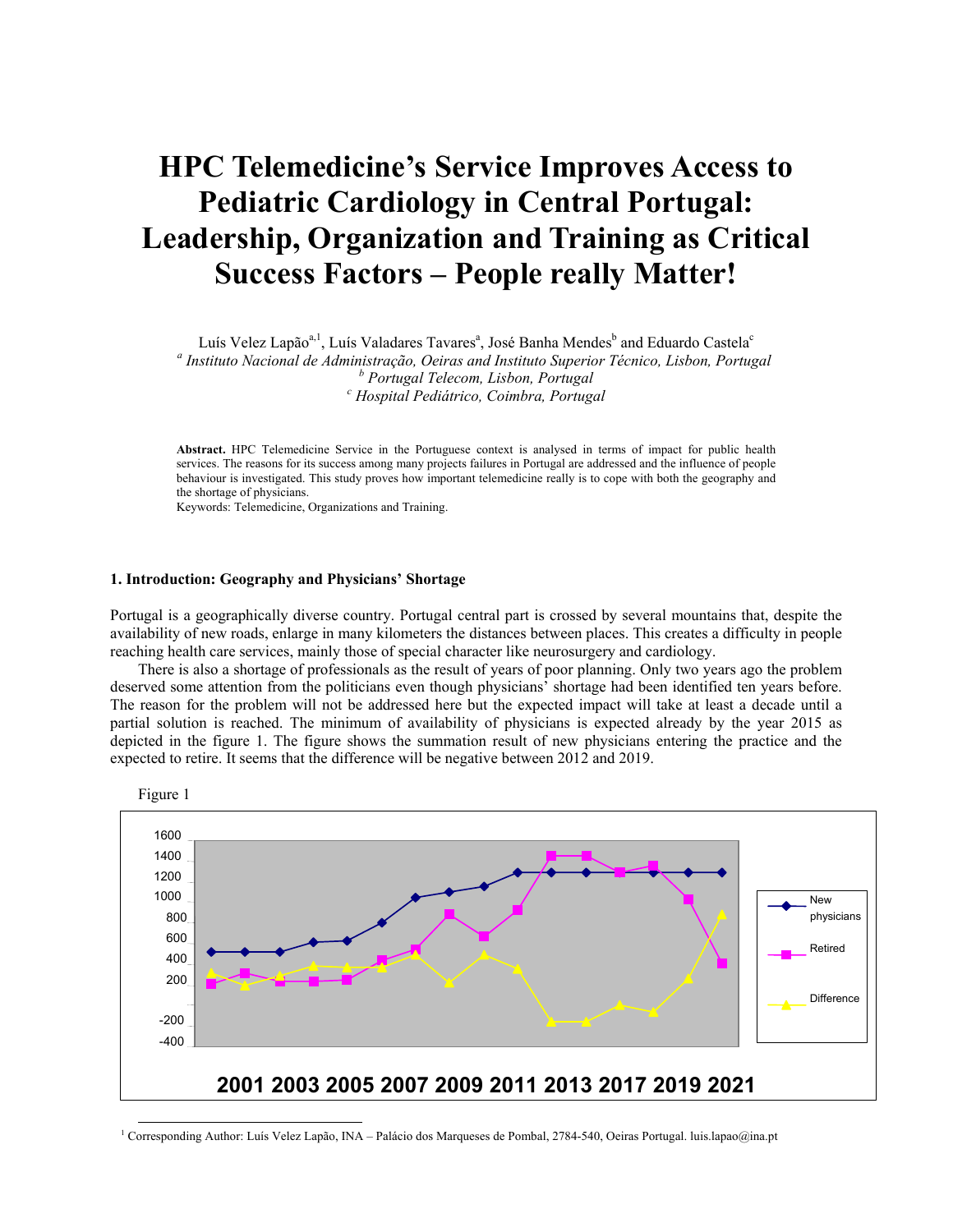# HPC Telemedicine's Service Improves Access to Pediatric Cardiology in Central Portugal: Leadership, Organization and Training as Critical Success Factors – People really Matter!

Luís Velez Lapão[a,1], Luís Valadares Tavares[a], José Banha Mendes[b] and Eduardo Castela[c]

[a] *Instituto Nacional de Administração, Oeiras and Instituto Superior Técnico, Lisbon, Portugal*
[b] *Portugal Telecom, Lisbon, Portugal*
[c] *Hospital Pediátrico, Coimbra, Portugal*

**Abstract.** HPC Telemedicine Service in the Portuguese context is analysed in terms of impact for public health services. The reasons for its success among many projects failures in Portugal are addressed and the influence of people behaviour is investigated. This study proves how important telemedicine really is to cope with both the geography and the shortage of physicians.

Keywords: Telemedicine, Organizations and Training.

## 1. Introduction: Geography and Physicians' Shortage

Portugal is a geographically diverse country. Portugal central part is crossed by several mountains that, despite the availability of new roads, enlarge in many kilometers the distances between places. This creates a difficulty in people reaching health care services, mainly those of special character like neurosurgery and cardiology.

There is also a shortage of professionals as the result of years of poor planning. Only two years ago the problem deserved some attention from the politicians even though physicians' shortage had been identified ten years before. The reason for the problem will not be addressed here but the expected impact will take at least a decade until a partial solution is reached. The minimum of availability of physicians is expected already by the year 2015 as depicted in the figure 1. The figure shows the summation result of new physicians entering the practice and the expected to retire. It seems that the difference will be negative between 2012 and 2019.

Figure 1

[1] Corresponding Author: Luís Velez Lapão, INA – Palácio dos Marqueses de Pombal, 2784-540, Oeiras Portugal. luis.lapao@ina.pt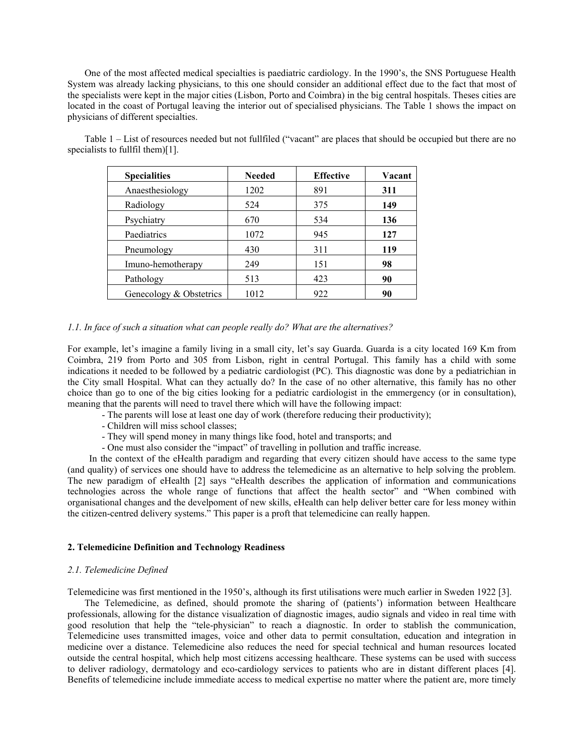One of the most affected medical specialties is paediatric cardiology. In the 1990's, the SNS Portuguese Health System was already lacking physicians, to this one should consider an additional effect due to the fact that most of the specialists were kept in the major cities (Lisbon, Porto and Coimbra) in the big central hospitals. Theses cities are located in the coast of Portugal leaving the interior out of specialised physicians. The Table 1 shows the impact on physicians of different specialties.

Table 1 – List of resources needed but not fullfiled ("vacant" are places that should be occupied but there are no specialists to fullfil them)[1].

| **Specialities** | **Needed** | **Effective** | **Vacant** |
|---|---|---|---|
| Anaesthesiology | 1202 | 891 | **311** |
| Radiology | 524 | 375 | **149** |
| Psychiatry | 670 | 534 | **136** |
| Paediatrics | 1072 | 945 | **127** |
| Pneumology | 430 | 311 | **119** |
| Imuno-hemotherapy | 249 | 151 | **98** |
| Pathology | 513 | 423 | **90** |
| Genecology & Obstetrics | 1012 | 922 | **90** |

### *1.1. In face of such a situation what can people really do? What are the alternatives?*

For example, let's imagine a family living in a small city, let's say Guarda. Guarda is a city located 169 Km from Coimbra, 219 from Porto and 305 from Lisbon, right in central Portugal. This family has a child with some indications it needed to be followed by a pediatric cardiologist (PC). This diagnostic was done by a pediatrichian in the City small Hospital. What can they actually do? In the case of no other alternative, this family has no other choice than go to one of the big cities looking for a pediatric cardiologist in the emmergency (or in consultation), meaning that the parents will need to travel there which will have the following impact:

- The parents will lose at least one day of work (therefore reducing their productivity);
- Children will miss school classes;
- They will spend money in many things like food, hotel and transports; and
- One must also consider the "impact" of travelling in pollution and traffic increase.

In the context of the eHealth paradigm and regarding that every citizen should have access to the same type (and quality) of services one should have to address the telemedicine as an alternative to help solving the problem. The new paradigm of eHealth [2] says "eHealth describes the application of information and communications technologies across the whole range of functions that affect the health sector" and "When combined with organisational changes and the develpoment of new skills, eHealth can help deliver better care for less money within the citizen-centred delivery systems." This paper is a proft that telemedicine can really happen.

## 2. Telemedicine Definition and Technology Readiness

### *2.1. Telemedicine Defined*

Telemedicine was first mentioned in the 1950's, although its first utilisations were much earlier in Sweden 1922 [3].

The Telemedicine, as defined, should promote the sharing of (patients') information between Healthcare professionals, allowing for the distance visualization of diagnostic images, audio signals and video in real time with good resolution that help the "tele-physician" to reach a diagnostic. In order to stablish the communication, Telemedicine uses transmitted images, voice and other data to permit consultation, education and integration in medicine over a distance. Telemedicine also reduces the need for special technical and human resources located outside the central hospital, which help most citizens accessing healthcare. These systems can be used with success to deliver radiology, dermatology and eco-cardiology services to patients who are in distant different places [4]. Benefits of telemedicine include immediate access to medical expertise no matter where the patient are, more timely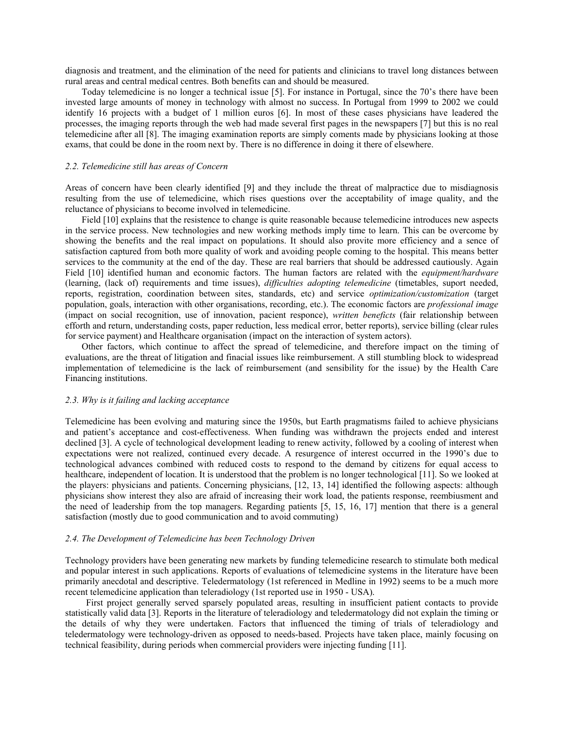diagnosis and treatment, and the elimination of the need for patients and clinicians to travel long distances between rural areas and central medical centres. Both benefits can and should be measured.

Today telemedicine is no longer a technical issue [5]. For instance in Portugal, since the 70's there have been invested large amounts of money in technology with almost no success. In Portugal from 1999 to 2002 we could identify 16 projects with a budget of 1 million euros [6]. In most of these cases physicians have leadered the processes, the imaging reports through the web had made several first pages in the newspapers [7] but this is no real telemedicine after all [8]. The imaging examination reports are simply coments made by physicians looking at those exams, that could be done in the room next by. There is no difference in doing it there of elsewhere.

### *2.2. Telemedicine still has areas of Concern*

Areas of concern have been clearly identified [9] and they include the threat of malpractice due to misdiagnosis resulting from the use of telemedicine, which rises questions over the acceptability of image quality, and the reluctance of physicians to become involved in telemedicine.

Field [10] explains that the resistence to change is quite reasonable because telemedicine introduces new aspects in the service process. New technologies and new working methods imply time to learn. This can be overcome by showing the benefits and the real impact on populations. It should also provite more efficiency and a sence of satisfaction captured from both more quality of work and avoiding people coming to the hospital. This means better services to the community at the end of the day. These are real barriers that should be addressed cautiously. Again Field [10] identified human and economic factors. The human factors are related with the *equipment/hardware* (learning, (lack of) requirements and time issues), *difficulties adopting telemedicine* (timetables, suport needed, reports, registration, coordination between sites, standards, etc) and service *optimization/customization* (target population, goals, interaction with other organisations, recording, etc.). The economic factors are *professional image* (impact on social recognition, use of innovation, pacient responce), *written benefits* (fair relationship between efforth and return, understanding costs, paper reduction, less medical error, better reports), service billing (clear rules for service payment) and Healthcare organisation (impact on the interaction of system actors).

Other factors, which continue to affect the spread of telemedicine, and therefore impact on the timing of evaluations, are the threat of litigation and finacial issues like reimbursement. A still stumbling block to widespread implementation of telemedicine is the lack of reimbursement (and sensibility for the issue) by the Health Care Financing institutions.

### *2.3. Why is it failing and lacking acceptance*

Telemedicine has been evolving and maturing since the 1950s, but Earth pragmatisms failed to achieve physicians and patient's acceptance and cost-effectiveness. When funding was withdrawn the projects ended and interest declined [3]. A cycle of technological development leading to renew activity, followed by a cooling of interest when expectations were not realized, continued every decade. A resurgence of interest occurred in the 1990's due to technological advances combined with reduced costs to respond to the demand by citizens for equal access to healthcare, independent of location. It is understood that the problem is no longer technological [11]. So we looked at the players: physicians and patients. Concerning physicians, [12, 13, 14] identified the following aspects: although physicians show interest they also are afraid of increasing their work load, the patients response, reembiusment and the need of leadership from the top managers. Regarding patients [5, 15, 16, 17] mention that there is a general satisfaction (mostly due to good communication and to avoid commuting)

### *2.4. The Development of Telemedicine has been Technology Driven*

Technology providers have been generating new markets by funding telemedicine research to stimulate both medical and popular interest in such applications. Reports of evaluations of telemedicine systems in the literature have been primarily anecdotal and descriptive. Teledermatology (1st referenced in Medline in 1992) seems to be a much more recent telemedicine application than teleradiology (1st reported use in 1950 - USA).

First project generally served sparsely populated areas, resulting in insufficient patient contacts to provide statistically valid data [3]. Reports in the literature of teleradiology and teledermatology did not explain the timing or the details of why they were undertaken. Factors that influenced the timing of trials of teleradiology and teledermatology were technology-driven as opposed to needs-based. Projects have taken place, mainly focusing on technical feasibility, during periods when commercial providers were injecting funding [11].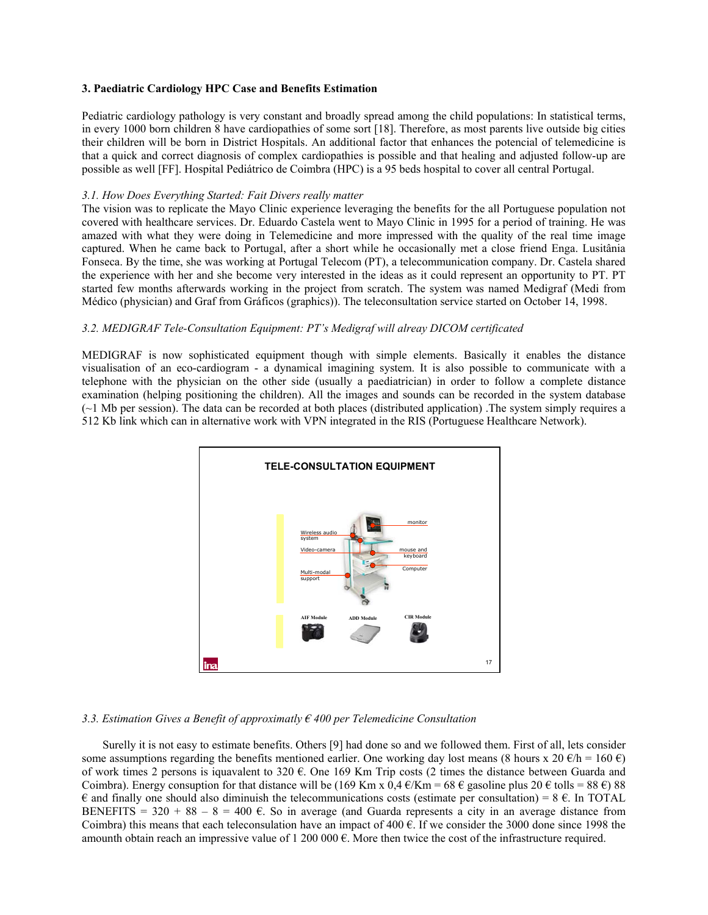### 3. Paediatric Cardiology HPC Case and Benefits Estimation

Pediatric cardiology pathology is very constant and broadly spread among the child populations: In statistical terms, in every 1000 born children 8 have cardiopathies of some sort [18]. Therefore, as most parents live outside big cities their children will be born in District Hospitals. An additional factor that enhances the potencial of telemedicine is that a quick and correct diagnosis of complex cardiopathies is possible and that healing and adjusted follow-up are possible as well [FF]. Hospital Pediátrico de Coimbra (HPC) is a 95 beds hospital to cover all central Portugal.

#### *3.1. How Does Everything Started: Fait Divers really matter*

The vision was to replicate the Mayo Clinic experience leveraging the benefits for the all Portuguese population not covered with healthcare services. Dr. Eduardo Castela went to Mayo Clinic in 1995 for a period of training. He was amazed with what they were doing in Telemedicine and more impressed with the quality of the real time image captured. When he came back to Portugal, after a short while he occasionally met a close friend Enga. Lusitânia Fonseca. By the time, she was working at Portugal Telecom (PT), a telecommunication company. Dr. Castela shared the experience with her and she become very interested in the ideas as it could represent an opportunity to PT. PT started few months afterwards working in the project from scratch. The system was named Medigraf (Medi from Médico (physician) and Graf from Gráficos (graphics)). The teleconsultation service started on October 14, 1998.

#### *3.2. MEDIGRAF Tele-Consultation Equipment: PT's Medigraf will alreay DICOM certificated*

MEDIGRAF is now sophisticated equipment though with simple elements. Basically it enables the distance visualisation of an eco-cardiogram - a dynamical imagining system. It is also possible to communicate with a telephone with the physician on the other side (usually a paediatrician) in order to follow a complete distance examination (helping positioning the children). All the images and sounds can be recorded in the system database (~1 Mb per session). The data can be recorded at both places (distributed application) .The system simply requires a 512 Kb link which can in alternative work with VPN integrated in the RIS (Portuguese Healthcare Network).

#### *3.3. Estimation Gives a Benefit of approximatly € 400 per Telemedicine Consultation*

Surelly it is not easy to estimate benefits. Others [9] had done so and we followed them. First of all, lets consider some assumptions regarding the benefits mentioned earlier. One working day lost means (8 hours x 20 €/h = 160 €) of work times 2 persons is iquavalent to 320 €. One 169 Km Trip costs (2 times the distance between Guarda and Coimbra). Energy consuption for that distance will be (169 Km x 0,4 €/Km = 68 € gasoline plus 20 € tolls = 88 €) 88 € and finally one should also diminuish the telecommunications costs (estimate per consultation) = 8 €. In TOTAL BENEFITS = 320 + 88 – 8 = 400 €. So in average (and Guarda represents a city in an average distance from Coimbra) this means that each teleconsulation have an impact of 400 €. If we consider the 3000 done since 1998 the amounth obtain reach an impressive value of 1 200 000 €. More then twice the cost of the infrastructure required.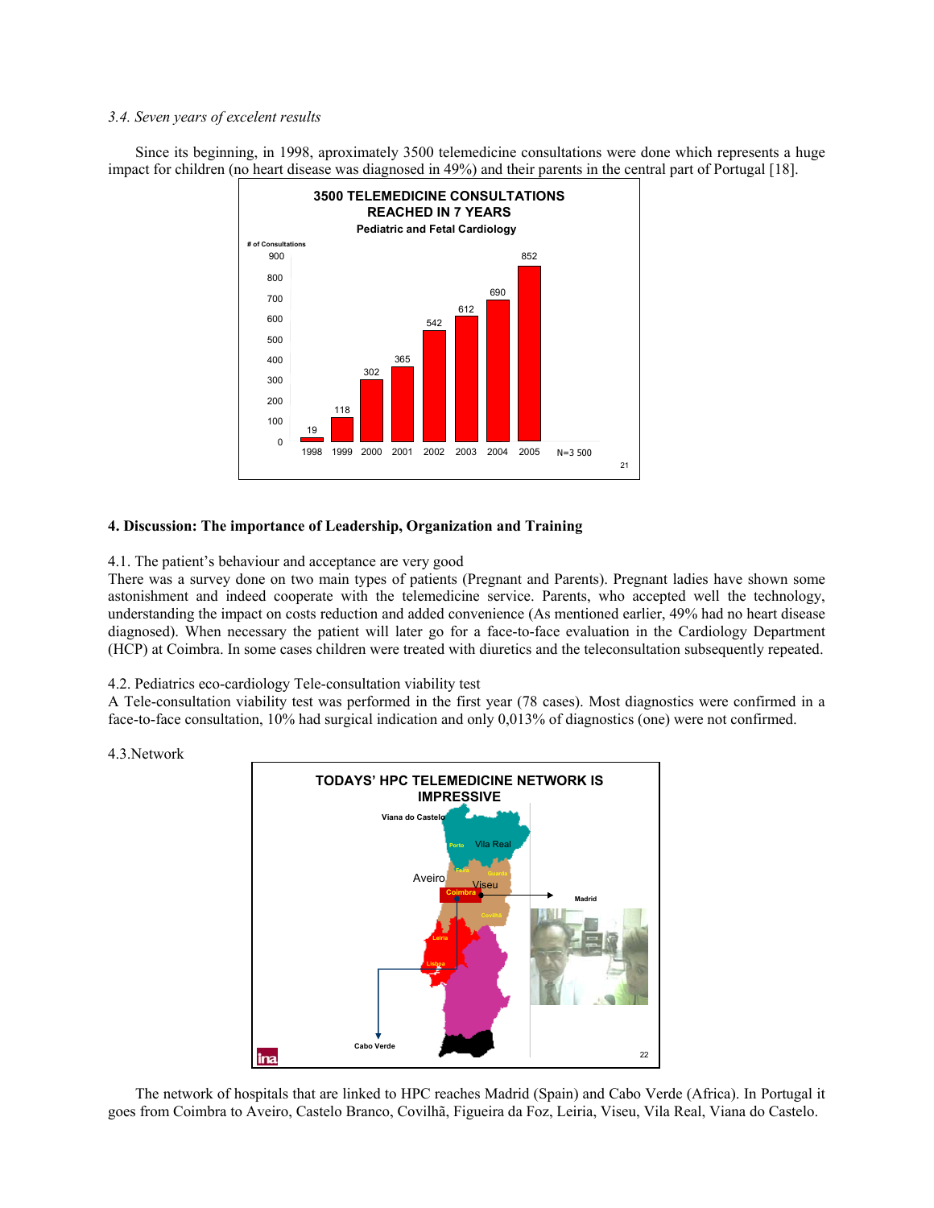*3.4. Seven years of excelent results*

Since its beginning, in 1998, aproximately 3500 telemedicine consultations were done which represents a huge impact for children (no heart disease was diagnosed in 49%) and their parents in the central part of Portugal [18].

**3500 TELEMEDICINE CONSULTATIONS REACHED IN 7 YEARS**

**Pediatric and Fetal Cardiology**

| Year | # of Consultations |
|---|---|
| 1998 | 19 |
| 1999 | 118 |
| 2000 | 302 |
| 2001 | 365 |
| 2002 | 542 |
| 2003 | 612 |
| 2004 | 690 |
| 2005 | 852 |

N=3 500

## 4. Discussion: The importance of Leadership, Organization and Training

4.1. The patient's behaviour and acceptance are very good

There was a survey done on two main types of patients (Pregnant and Parents). Pregnant ladies have shown some astonishment and indeed cooperate with the telemedicine service. Parents, who accepted well the technology, understanding the impact on costs reduction and added convenience (As mentioned earlier, 49% had no heart disease diagnosed). When necessary the patient will later go for a face-to-face evaluation in the Cardiology Department (HCP) at Coimbra. In some cases children were treated with diuretics and the teleconsultation subsequently repeated.

4.2. Pediatrics eco-cardiology Tele-consultation viability test

A Tele-consultation viability test was performed in the first year (78 cases). Most diagnostics were confirmed in a face-to-face consultation, 10% had surgical indication and only 0,013% of diagnostics (one) were not confirmed.

4.3.Network

**TODAYS' HPC TELEMEDICINE NETWORK IS IMPRESSIVE**

Viana do Castelo, Porto, Vila Real, Feira, Guarda, Aveiro, Viseu, Coimbra, Covilhã, Leiria, Lisboa, Madrid, Cabo Verde

The network of hospitals that are linked to HPC reaches Madrid (Spain) and Cabo Verde (Africa). In Portugal it goes from Coimbra to Aveiro, Castelo Branco, Covilhã, Figueira da Foz, Leiria, Viseu, Vila Real, Viana do Castelo.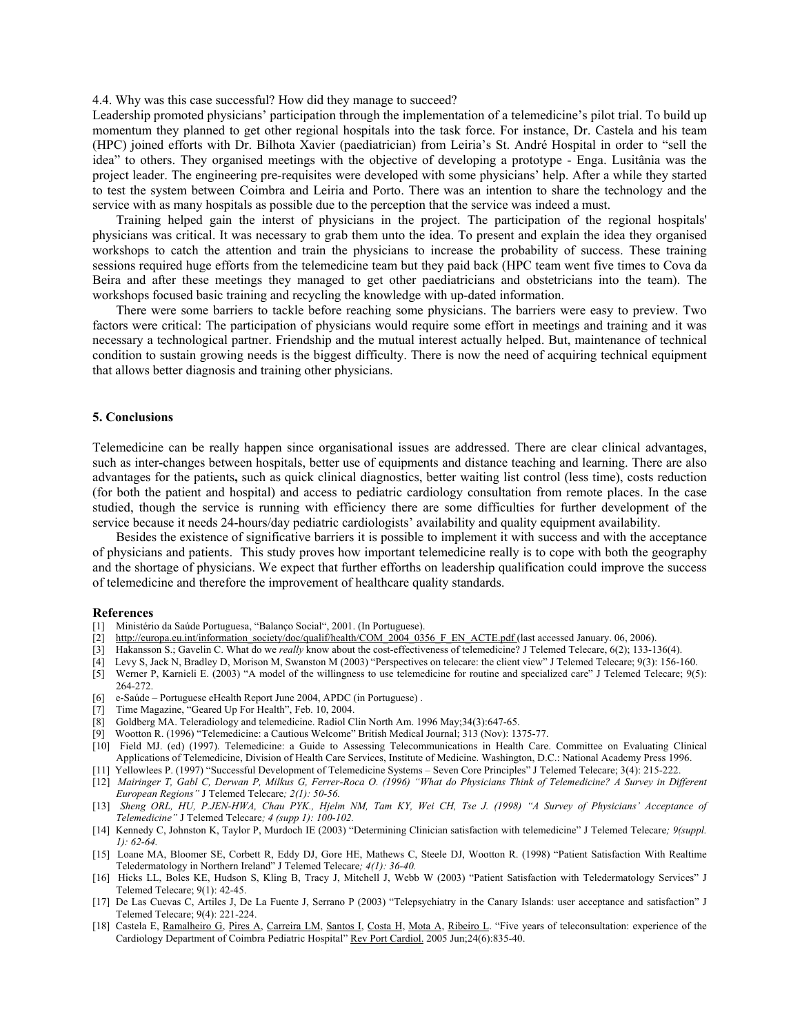4.4. Why was this case successful? How did they manage to succeed?

Leadership promoted physicians' participation through the implementation of a telemedicine's pilot trial. To build up momentum they planned to get other regional hospitals into the task force. For instance, Dr. Castela and his team (HPC) joined efforts with Dr. Bilhota Xavier (paediatrician) from Leiria's St. André Hospital in order to "sell the idea" to others. They organised meetings with the objective of developing a prototype - Enga. Lusitânia was the project leader. The engineering pre-requisites were developed with some physicians' help. After a while they started to test the system between Coimbra and Leiria and Porto. There was an intention to share the technology and the service with as many hospitals as possible due to the perception that the service was indeed a must.

Training helped gain the interst of physicians in the project. The participation of the regional hospitals' physicians was critical. It was necessary to grab them unto the idea. To present and explain the idea they organised workshops to catch the attention and train the physicians to increase the probability of success. These training sessions required huge efforts from the telemedicine team but they paid back (HPC team went five times to Cova da Beira and after these meetings they managed to get other paediatricians and obstetricians into the team). The workshops focused basic training and recycling the knowledge with up-dated information.

There were some barriers to tackle before reaching some physicians. The barriers were easy to preview. Two factors were critical: The participation of physicians would require some effort in meetings and training and it was necessary a technological partner. Friendship and the mutual interest actually helped. But, maintenance of technical condition to sustain growing needs is the biggest difficulty. There is now the need of acquiring technical equipment that allows better diagnosis and training other physicians.

## 5. Conclusions

Telemedicine can be really happen since organisational issues are addressed. There are clear clinical advantages, such as inter-changes between hospitals, better use of equipments and distance teaching and learning. There are also advantages for the patients**,** such as quick clinical diagnostics, better waiting list control (less time), costs reduction (for both the patient and hospital) and access to pediatric cardiology consultation from remote places. In the case studied, though the service is running with efficiency there are some difficulties for further development of the service because it needs 24-hours/day pediatric cardiologists' availability and quality equipment availability.

Besides the existence of significative barriers it is possible to implement it with success and with the acceptance of physicians and patients. This study proves how important telemedicine really is to cope with both the geography and the shortage of physicians. We expect that further efforths on leadership qualification could improve the success of telemedicine and therefore the improvement of healthcare quality standards.

### References

[1] Ministério da Saúde Portuguesa, "Balanço Social", 2001. (In Portuguese).

[2] http://europa.eu.int/information_society/doc/qualif/health/COM_2004_0356_F_EN_ACTE.pdf (last accessed January. 06, 2006).

[3] Hakansson S.; Gavelin C. What do we *really* know about the cost-effectiveness of telemedicine? J Telemed Telecare, 6(2); 133-136(4).

[4] Levy S, Jack N, Bradley D, Morison M, Swanston M (2003) "Perspectives on telecare: the client view" J Telemed Telecare; 9(3): 156-160.

[5] Werner P, Karnieli E. (2003) "A model of the willingness to use telemedicine for routine and specialized care" J Telemed Telecare; 9(5): 264-272.

[6] e-Saúde – Portuguese eHealth Report June 2004, APDC (in Portuguese) .

[7] Time Magazine, "Geared Up For Health", Feb. 10, 2004.

[8] Goldberg MA. Teleradiology and telemedicine. Radiol Clin North Am. 1996 May;34(3):647-65.

[9] Wootton R. (1996) "Telemedicine: a Cautious Welcome" British Medical Journal; 313 (Nov): 1375-77.

[10] Field MJ. (ed) (1997). Telemedicine: a Guide to Assessing Telecommunications in Health Care. Committee on Evaluating Clinical Applications of Telemedicine, Division of Health Care Services, Institute of Medicine. Washington, D.C.: National Academy Press 1996.

[11] Yellowlees P. (1997) "Successful Development of Telemedicine Systems – Seven Core Principles" J Telemed Telecare; 3(4): 215-222.

[12] *Mairinger T, Gabl C, Derwan P, Milkus G, Ferrer-Roca O. (1996) "What do Physicians Think of Telemedicine? A Survey in Different European Regions"* J Telemed Telecare*; 2(1): 50-56.*

[13] *Sheng ORL, HU, P.JEN-HWA, Chau PYK., Hjelm NM, Tam KY, Wei CH, Tse J. (1998) "A Survey of Physicians' Acceptance of Telemedicine"* J Telemed Telecare*; 4 (supp 1): 100-102.*

[14] Kennedy C, Johnston K, Taylor P, Murdoch IE (2003) "Determining Clinician satisfaction with telemedicine" J Telemed Telecare*; 9(suppl. 1): 62-64.*

[15] Loane MA, Bloomer SE, Corbett R, Eddy DJ, Gore HE, Mathews C, Steele DJ, Wootton R. (1998) "Patient Satisfaction With Realtime Teledermatology in Northern Ireland" J Telemed Telecare*; 4(1): 36-40.*

[16] Hicks LL, Boles KE, Hudson S, Kling B, Tracy J, Mitchell J, Webb W (2003) "Patient Satisfaction with Teledermatology Services" J Telemed Telecare; 9(1): 42-45.

[17] De Las Cuevas C, Artiles J, De La Fuente J, Serrano P (2003) "Telepsychiatry in the Canary Islands: user acceptance and satisfaction" J Telemed Telecare; 9(4): 221-224.

[18] Castela E, Ramalheiro G, Pires A, Carreira LM, Santos I, Costa H, Mota A, Ribeiro L. "Five years of teleconsultation: experience of the Cardiology Department of Coimbra Pediatric Hospital" Rev Port Cardiol. 2005 Jun;24(6):835-40.